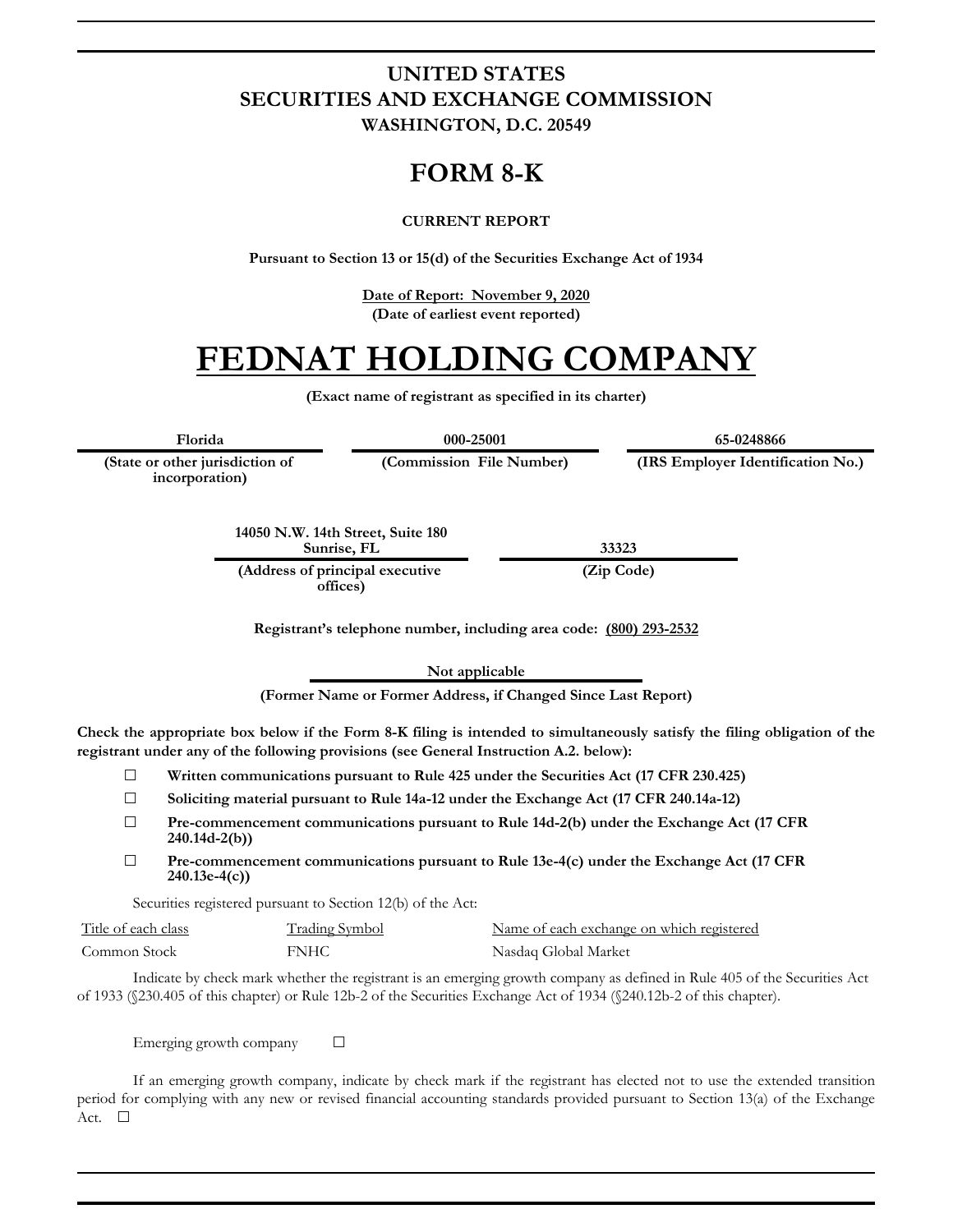# UNITED STATES
# SECURITIES AND EXCHANGE COMMISSION
**WASHINGTON, D.C. 20549**

# FORM 8-K

**CURRENT REPORT**

**Pursuant to Section 13 or 15(d) of the Securities Exchange Act of 1934**

**Date of Report: November 9, 2020**
**(Date of earliest event reported)**

# FEDNAT HOLDING COMPANY

**(Exact name of registrant as specified in its charter)**

| Florida | 000-25001 | 65-0248866 |
|---|---|---|
| (State or other jurisdiction of incorporation) | (Commission File Number) | (IRS Employer Identification No.) |

| 14050 N.W. 14th Street, Suite 180 Sunrise, FL | 33323 |
|---|---|
| (Address of principal executive offices) | (Zip Code) |

**Registrant's telephone number, including area code: (800) 293-2532**

**Not applicable**
**(Former Name or Former Address, if Changed Since Last Report)**

**Check the appropriate box below if the Form 8-K filing is intended to simultaneously satisfy the filing obligation of the registrant under any of the following provisions (see General Instruction A.2. below):**

☐ **Written communications pursuant to Rule 425 under the Securities Act (17 CFR 230.425)**

☐ **Soliciting material pursuant to Rule 14a-12 under the Exchange Act (17 CFR 240.14a-12)**

☐ **Pre-commencement communications pursuant to Rule 14d-2(b) under the Exchange Act (17 CFR 240.14d-2(b))**

☐ **Pre-commencement communications pursuant to Rule 13e-4(c) under the Exchange Act (17 CFR 240.13e-4(c))**

Securities registered pursuant to Section 12(b) of the Act:

| Title of each class | Trading Symbol | Name of each exchange on which registered |
|---|---|---|
| Common Stock | FNHC | Nasdaq Global Market |

Indicate by check mark whether the registrant is an emerging growth company as defined in Rule 405 of the Securities Act of 1933 (§230.405 of this chapter) or Rule 12b-2 of the Securities Exchange Act of 1934 (§240.12b-2 of this chapter).

Emerging growth company ☐

If an emerging growth company, indicate by check mark if the registrant has elected not to use the extended transition period for complying with any new or revised financial accounting standards provided pursuant to Section 13(a) of the Exchange Act. ☐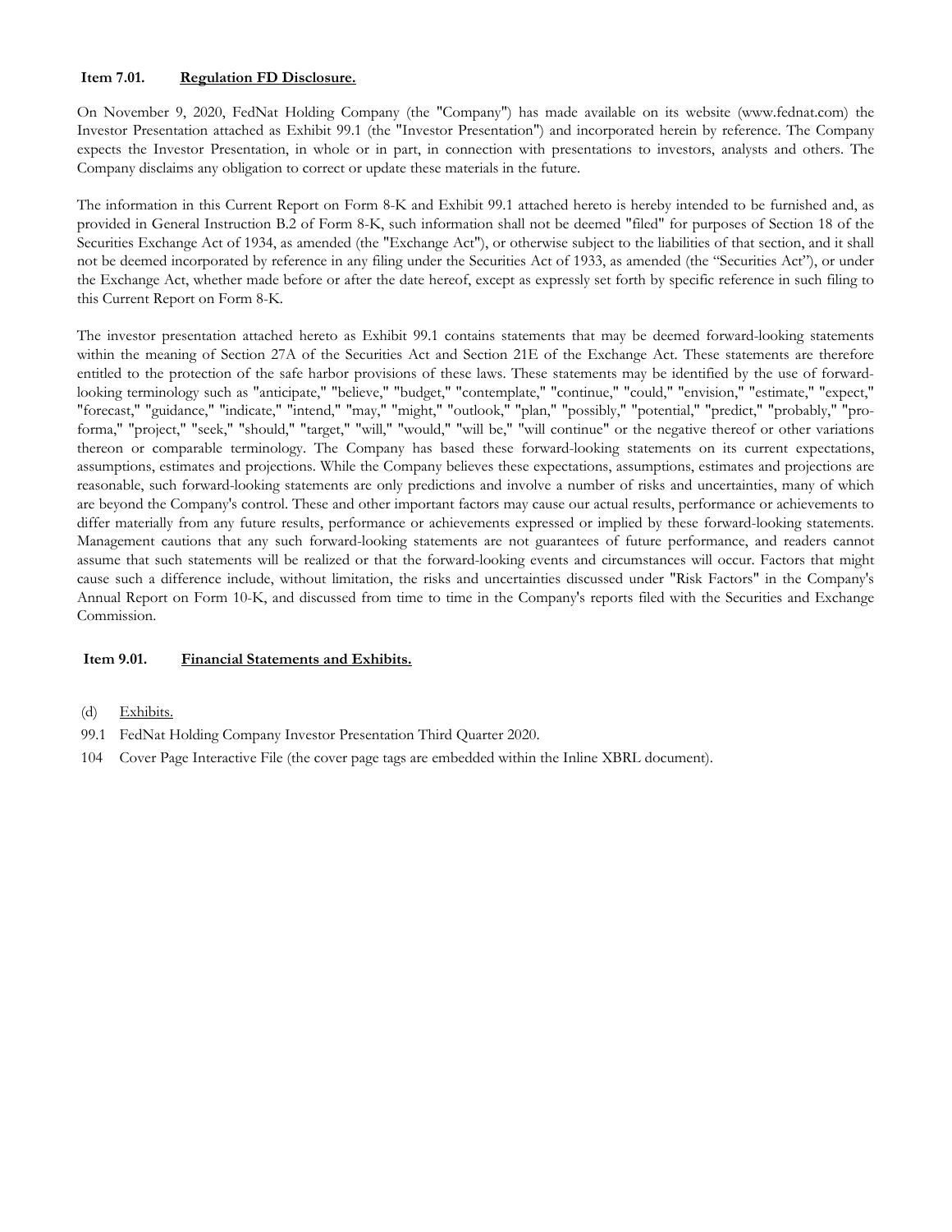**Item 7.01.** **Regulation FD Disclosure.**

On November 9, 2020, FedNat Holding Company (the "Company") has made available on its website (www.fednat.com) the Investor Presentation attached as Exhibit 99.1 (the "Investor Presentation") and incorporated herein by reference. The Company expects the Investor Presentation, in whole or in part, in connection with presentations to investors, analysts and others. The Company disclaims any obligation to correct or update these materials in the future.

The information in this Current Report on Form 8-K and Exhibit 99.1 attached hereto is hereby intended to be furnished and, as provided in General Instruction B.2 of Form 8-K, such information shall not be deemed "filed" for purposes of Section 18 of the Securities Exchange Act of 1934, as amended (the "Exchange Act"), or otherwise subject to the liabilities of that section, and it shall not be deemed incorporated by reference in any filing under the Securities Act of 1933, as amended (the "Securities Act"), or under the Exchange Act, whether made before or after the date hereof, except as expressly set forth by specific reference in such filing to this Current Report on Form 8-K.

The investor presentation attached hereto as Exhibit 99.1 contains statements that may be deemed forward-looking statements within the meaning of Section 27A of the Securities Act and Section 21E of the Exchange Act. These statements are therefore entitled to the protection of the safe harbor provisions of these laws. These statements may be identified by the use of forward-looking terminology such as "anticipate," "believe," "budget," "contemplate," "continue," "could," "envision," "estimate," "expect," "forecast," "guidance," "indicate," "intend," "may," "might," "outlook," "plan," "possibly," "potential," "predict," "probably," "pro-forma," "project," "seek," "should," "target," "will," "would," "will be," "will continue" or the negative thereof or other variations thereon or comparable terminology. The Company has based these forward-looking statements on its current expectations, assumptions, estimates and projections. While the Company believes these expectations, assumptions, estimates and projections are reasonable, such forward-looking statements are only predictions and involve a number of risks and uncertainties, many of which are beyond the Company's control. These and other important factors may cause our actual results, performance or achievements to differ materially from any future results, performance or achievements expressed or implied by these forward-looking statements. Management cautions that any such forward-looking statements are not guarantees of future performance, and readers cannot assume that such statements will be realized or that the forward-looking events and circumstances will occur. Factors that might cause such a difference include, without limitation, the risks and uncertainties discussed under "Risk Factors" in the Company's Annual Report on Form 10-K, and discussed from time to time in the Company's reports filed with the Securities and Exchange Commission.

**Item 9.01.** **Financial Statements and Exhibits.**

(d) Exhibits.

99.1 FedNat Holding Company Investor Presentation Third Quarter 2020.

104 Cover Page Interactive File (the cover page tags are embedded within the Inline XBRL document).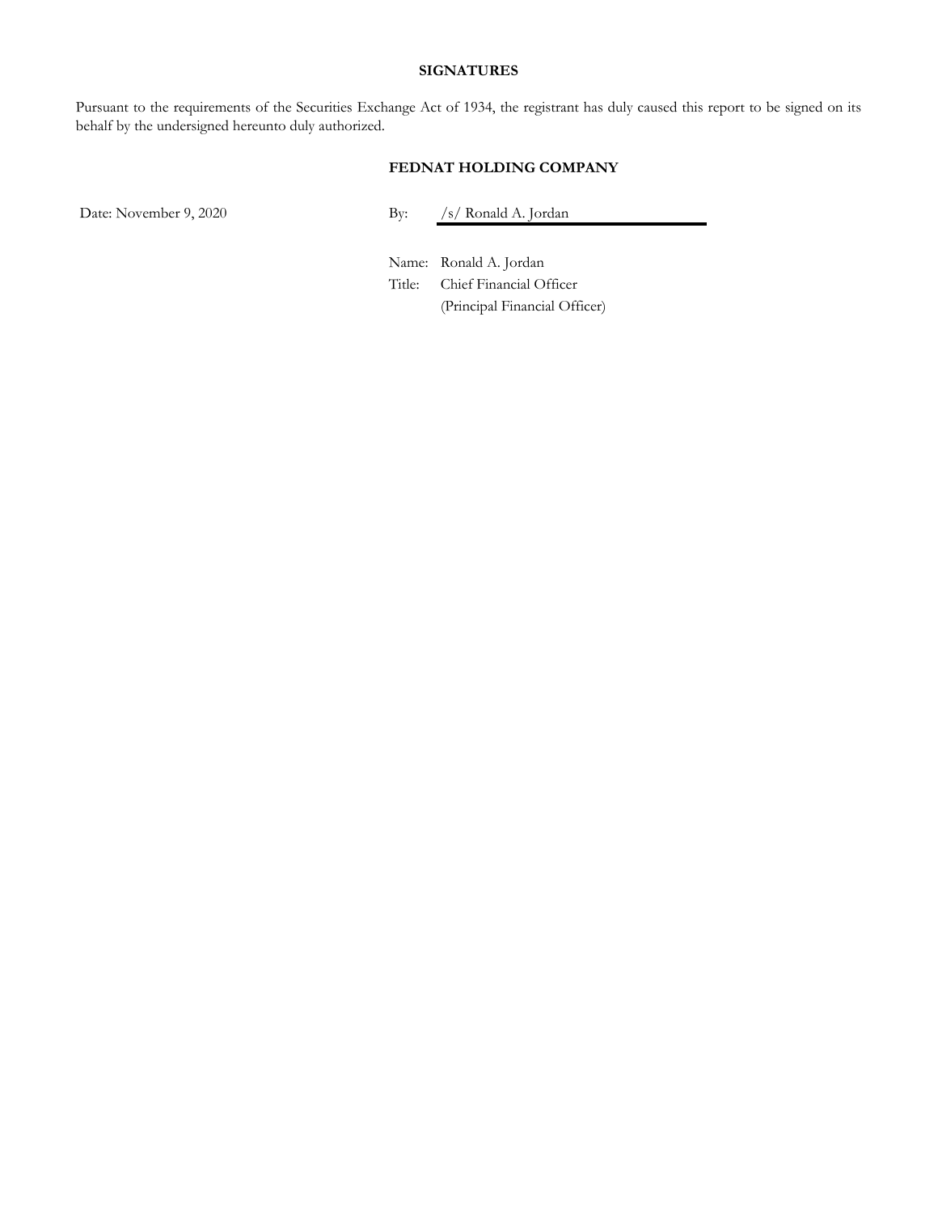## SIGNATURES

Pursuant to the requirements of the Securities Exchange Act of 1934, the registrant has duly caused this report to be signed on its behalf by the undersigned hereunto duly authorized.

**FEDNAT HOLDING COMPANY**

Date: November 9, 2020

By: /s/ Ronald A. Jordan

Name: Ronald A. Jordan
Title: Chief Financial Officer
(Principal Financial Officer)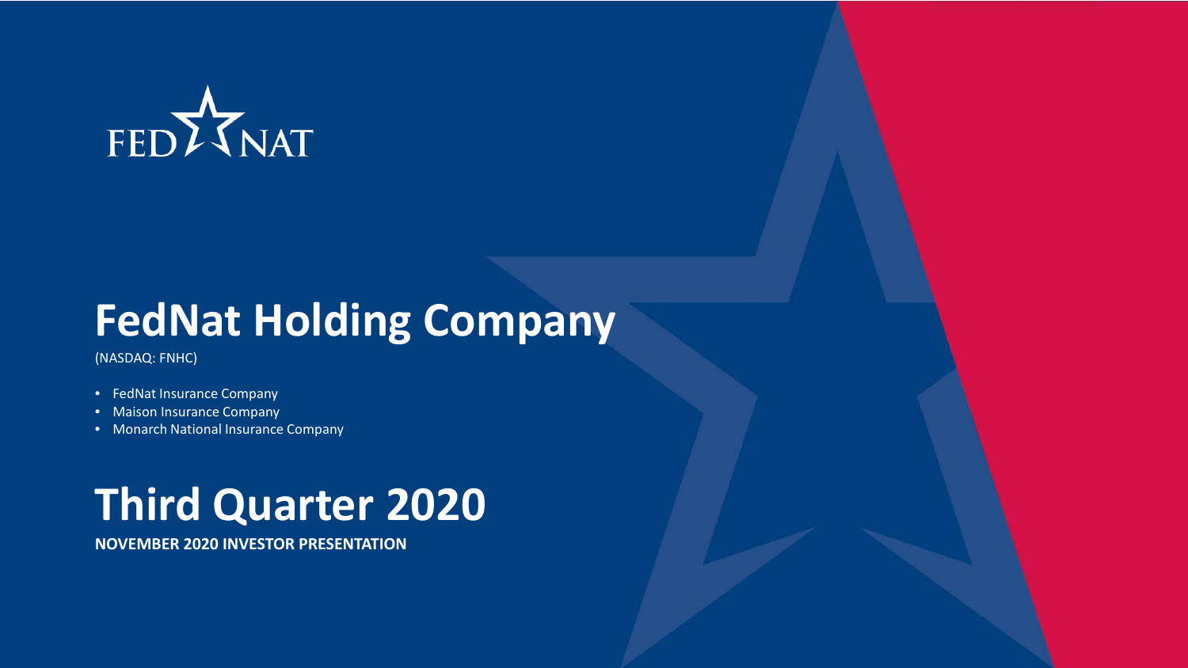FED NAT

# FedNat Holding Company

(NASDAQ: FNHC)

- FedNat Insurance Company
- Maison Insurance Company
- Monarch National Insurance Company

# Third Quarter 2020

**NOVEMBER 2020 INVESTOR PRESENTATION**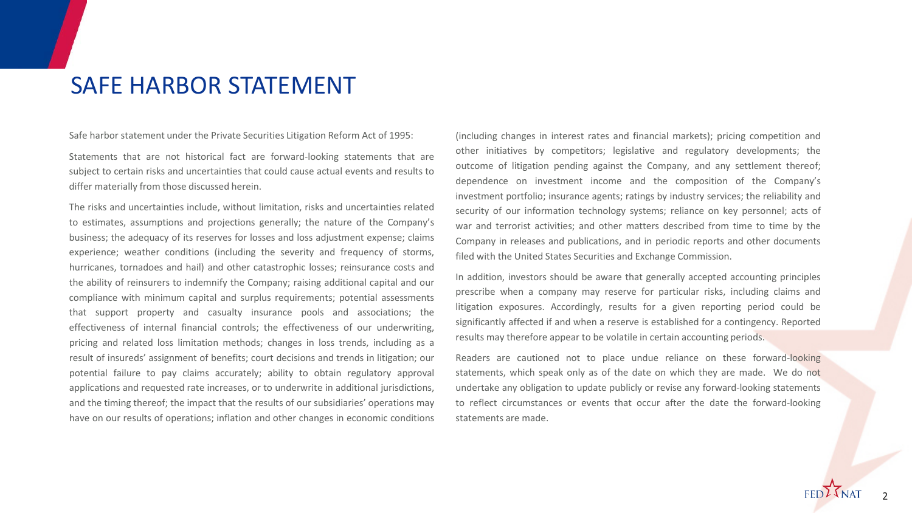# SAFE HARBOR STATEMENT

Safe harbor statement under the Private Securities Litigation Reform Act of 1995:

Statements that are not historical fact are forward-looking statements that are subject to certain risks and uncertainties that could cause actual events and results to differ materially from those discussed herein.

The risks and uncertainties include, without limitation, risks and uncertainties related to estimates, assumptions and projections generally; the nature of the Company's business; the adequacy of its reserves for losses and loss adjustment expense; claims experience; weather conditions (including the severity and frequency of storms, hurricanes, tornadoes and hail) and other catastrophic losses; reinsurance costs and the ability of reinsurers to indemnify the Company; raising additional capital and our compliance with minimum capital and surplus requirements; potential assessments that support property and casualty insurance pools and associations; the effectiveness of internal financial controls; the effectiveness of our underwriting, pricing and related loss limitation methods; changes in loss trends, including as a result of insureds' assignment of benefits; court decisions and trends in litigation; our potential failure to pay claims accurately; ability to obtain regulatory approval applications and requested rate increases, or to underwrite in additional jurisdictions, and the timing thereof; the impact that the results of our subsidiaries' operations may have on our results of operations; inflation and other changes in economic conditions (including changes in interest rates and financial markets); pricing competition and other initiatives by competitors; legislative and regulatory developments; the outcome of litigation pending against the Company, and any settlement thereof; dependence on investment income and the composition of the Company's investment portfolio; insurance agents; ratings by industry services; the reliability and security of our information technology systems; reliance on key personnel; acts of war and terrorist activities; and other matters described from time to time by the Company in releases and publications, and in periodic reports and other documents filed with the United States Securities and Exchange Commission.

In addition, investors should be aware that generally accepted accounting principles prescribe when a company may reserve for particular risks, including claims and litigation exposures. Accordingly, results for a given reporting period could be significantly affected if and when a reserve is established for a contingency. Reported results may therefore appear to be volatile in certain accounting periods.

Readers are cautioned not to place undue reliance on these forward-looking statements, which speak only as of the date on which they are made. We do not undertake any obligation to update publicly or revise any forward-looking statements to reflect circumstances or events that occur after the date the forward-looking statements are made.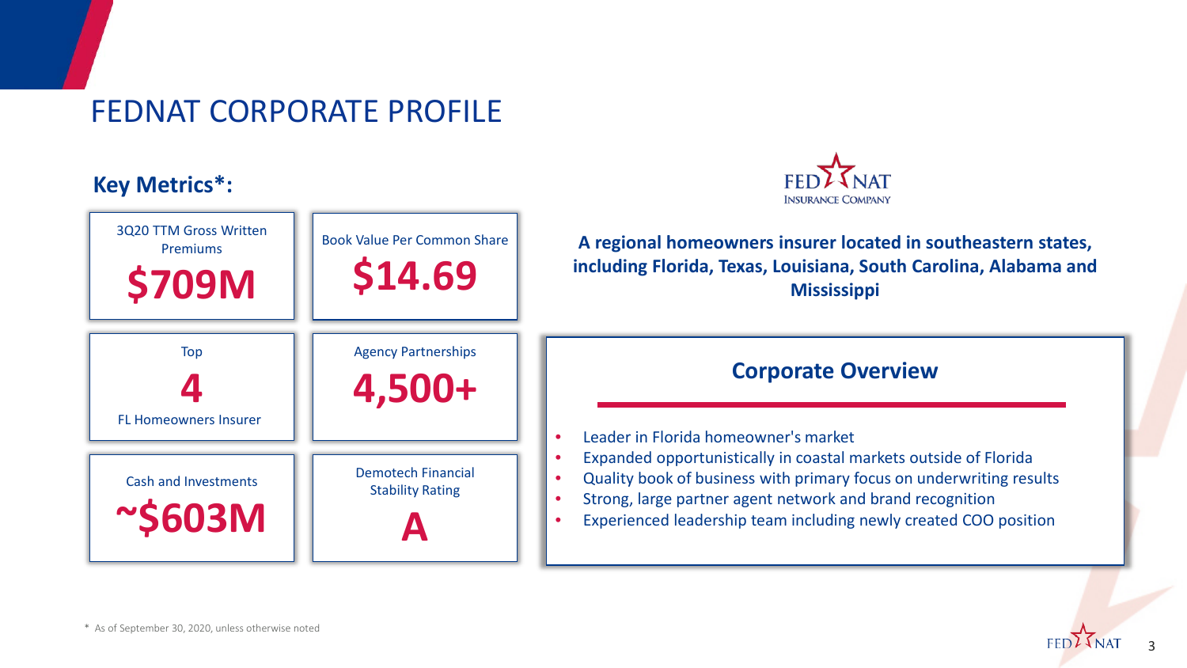# FEDNAT CORPORATE PROFILE

**Key Metrics*:**

| Metric | Value |
| --- | --- |
| 3Q20 TTM Gross Written Premiums | **$709M** |
| Book Value Per Common Share | **$14.69** |
| Top **4** FL Homeowners Insurer | **4** |
| Agency Partnerships | **4,500+** |
| Cash and Investments | **~$603M** |
| Demotech Financial Stability Rating | **A** |

FED NAT INSURANCE COMPANY

**A regional homeowners insurer located in southeastern states, including Florida, Texas, Louisiana, South Carolina, Alabama and Mississippi**

## Corporate Overview

- Leader in Florida homeowner's market
- Expanded opportunistically in coastal markets outside of Florida
- Quality book of business with primary focus on underwriting results
- Strong, large partner agent network and brand recognition
- Experienced leadership team including newly created COO position

\* As of September 30, 2020, unless otherwise noted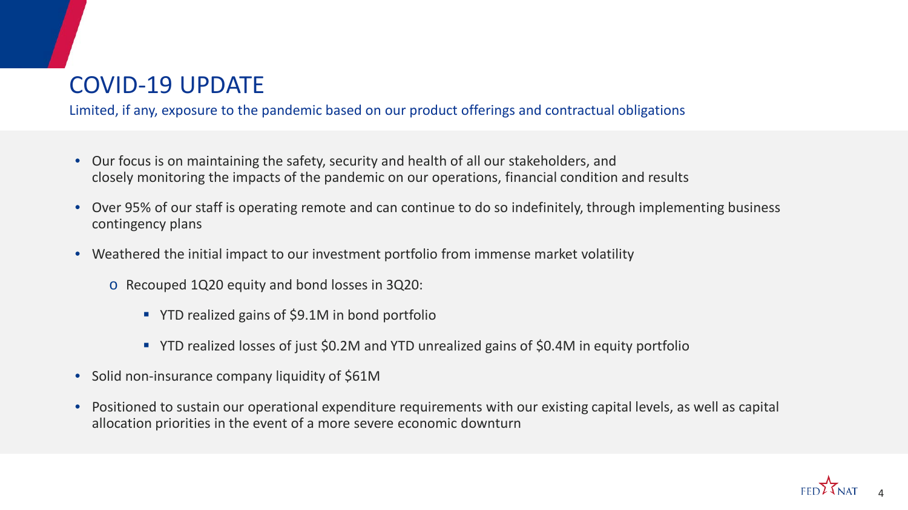# COVID-19 UPDATE

Limited, if any, exposure to the pandemic based on our product offerings and contractual obligations

- Our focus is on maintaining the safety, security and health of all our stakeholders, and closely monitoring the impacts of the pandemic on our operations, financial condition and results
- Over 95% of our staff is operating remote and can continue to do so indefinitely, through implementing business contingency plans
- Weathered the initial impact to our investment portfolio from immense market volatility
  - Recouped 1Q20 equity and bond losses in 3Q20:
    - YTD realized gains of $9.1M in bond portfolio
    - YTD realized losses of just $0.2M and YTD unrealized gains of $0.4M in equity portfolio
- Solid non-insurance company liquidity of $61M
- Positioned to sustain our operational expenditure requirements with our existing capital levels, as well as capital allocation priorities in the event of a more severe economic downturn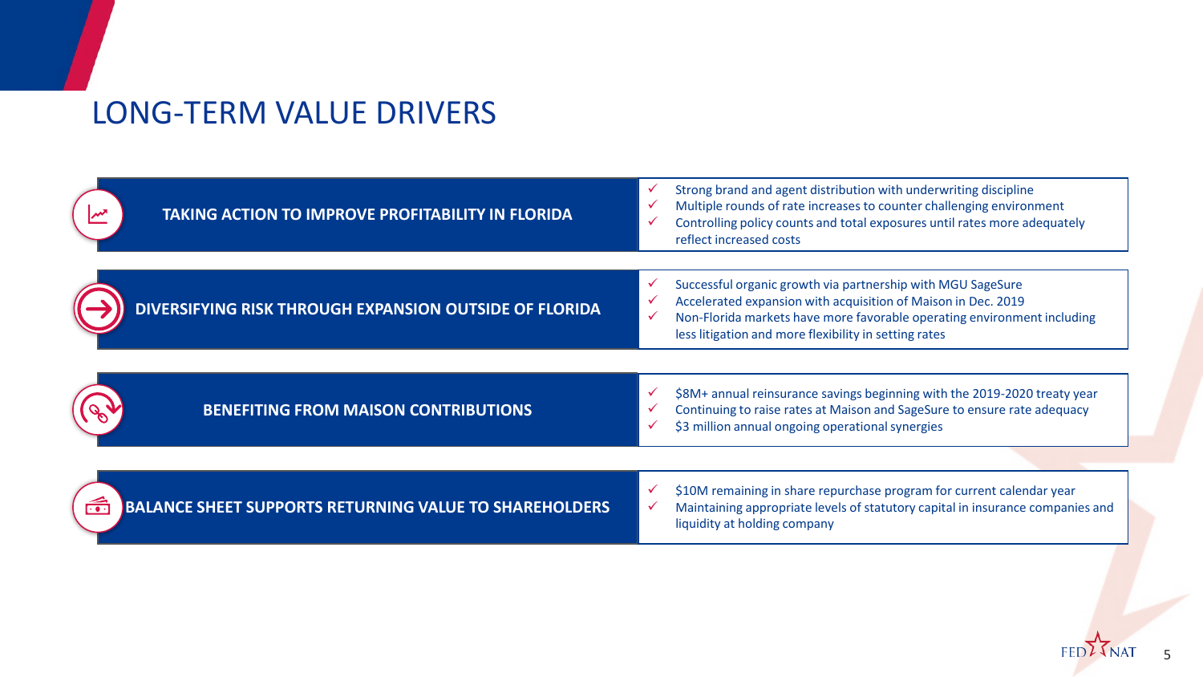# LONG-TERM VALUE DRIVERS

## TAKING ACTION TO IMPROVE PROFITABILITY IN FLORIDA

- ✓ Strong brand and agent distribution with underwriting discipline
- ✓ Multiple rounds of rate increases to counter challenging environment
- ✓ Controlling policy counts and total exposures until rates more adequately reflect increased costs

## DIVERSIFYING RISK THROUGH EXPANSION OUTSIDE OF FLORIDA

- ✓ Successful organic growth via partnership with MGU SageSure
- ✓ Accelerated expansion with acquisition of Maison in Dec. 2019
- ✓ Non-Florida markets have more favorable operating environment including less litigation and more flexibility in setting rates

## BENEFITING FROM MAISON CONTRIBUTIONS

- ✓ $8M+ annual reinsurance savings beginning with the 2019-2020 treaty year
- ✓ Continuing to raise rates at Maison and SageSure to ensure rate adequacy
- ✓ $3 million annual ongoing operational synergies

## BALANCE SHEET SUPPORTS RETURNING VALUE TO SHAREHOLDERS

- ✓ $10M remaining in share repurchase program for current calendar year
- ✓ Maintaining appropriate levels of statutory capital in insurance companies and liquidity at holding company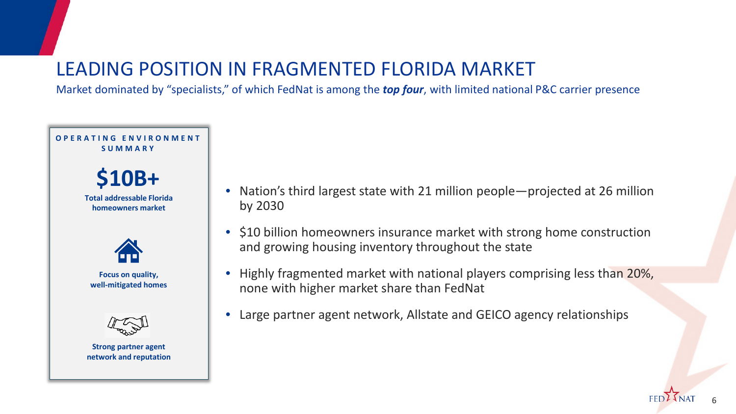# LEADING POSITION IN FRAGMENTED FLORIDA MARKET

Market dominated by "specialists," of which FedNat is among the ***top four***, with limited national P&C carrier presence

**OPERATING ENVIRONMENT SUMMARY**

**$10B+**

**Total addressable Florida homeowners market**

**Focus on quality, well-mitigated homes**

**Strong partner agent network and reputation**

- Nation's third largest state with 21 million people—projected at 26 million by 2030
- $10 billion homeowners insurance market with strong home construction and growing housing inventory throughout the state
- Highly fragmented market with national players comprising less than 20%, none with higher market share than FedNat
- Large partner agent network, Allstate and GEICO agency relationships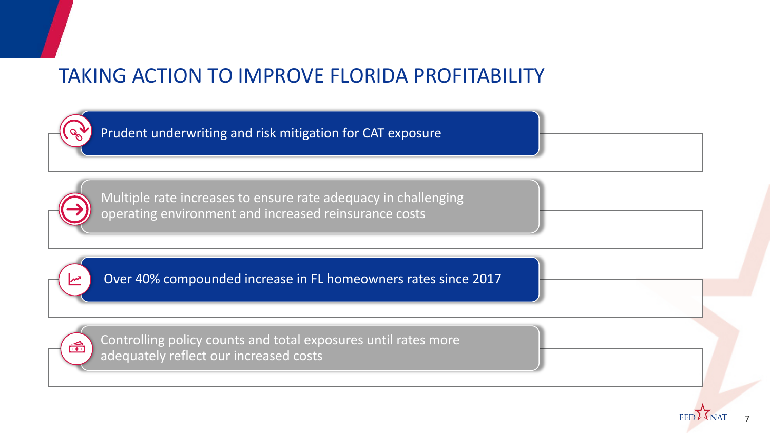# TAKING ACTION TO IMPROVE FLORIDA PROFITABILITY

- Prudent underwriting and risk mitigation for CAT exposure
- Multiple rate increases to ensure rate adequacy in challenging operating environment and increased reinsurance costs
- Over 40% compounded increase in FL homeowners rates since 2017
- Controlling policy counts and total exposures until rates more adequately reflect our increased costs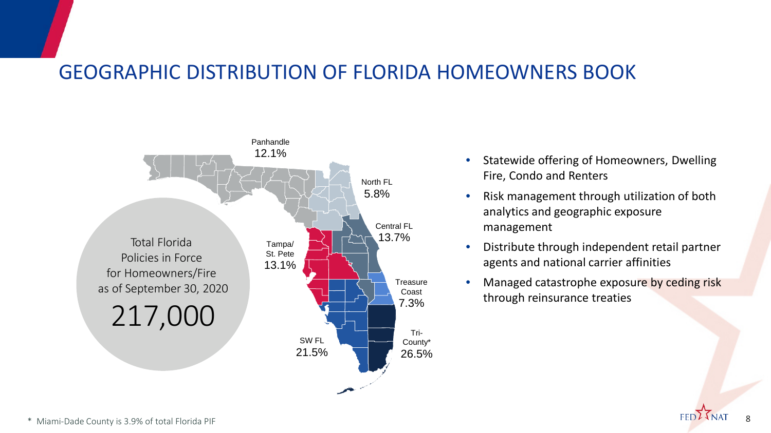# GEOGRAPHIC DISTRIBUTION OF FLORIDA HOMEOWNERS BOOK

Panhandle
12.1%

North FL
5.8%

Central FL
13.7%

Tampa/
St. Pete
13.1%

Treasure
Coast
7.3%

SW FL
21.5%

Tri-
County*
26.5%

Total Florida
Policies in Force
for Homeowners/Fire
as of September 30, 2020

217,000

- Statewide offering of Homeowners, Dwelling Fire, Condo and Renters
- Risk management through utilization of both analytics and geographic exposure management
- Distribute through independent retail partner agents and national carrier affinities
- Managed catastrophe exposure by ceding risk through reinsurance treaties

* Miami-Dade County is 3.9% of total Florida PIF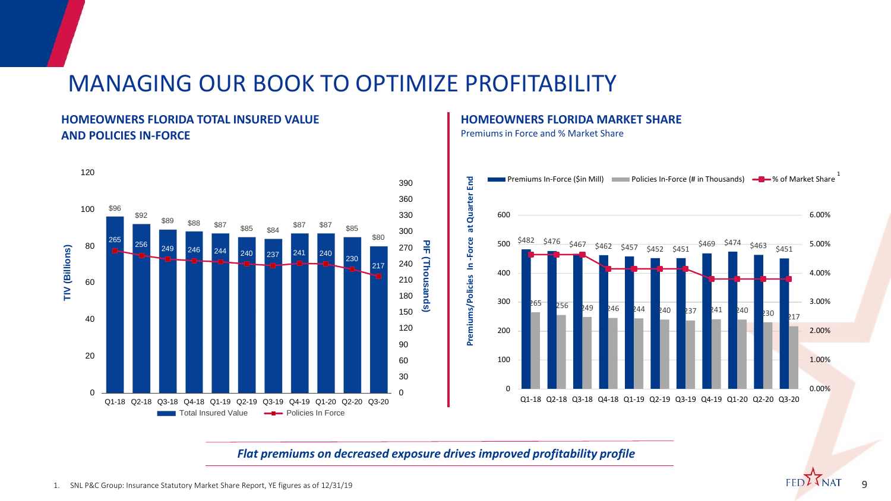# MANAGING OUR BOOK TO OPTIMIZE PROFITABILITY

## HOMEOWNERS FLORIDA TOTAL INSURED VALUE AND POLICIES IN-FORCE

| Quarter | Total Insured Value (TIV, $ Billions) | Policies In Force (PIF, Thousands) |
|---|---|---|
| Q1-18 | $96 | 265 |
| Q2-18 | $92 | 256 |
| Q3-18 | $89 | 249 |
| Q4-18 | $88 | 246 |
| Q1-19 | $87 | 244 |
| Q2-19 | $85 | 240 |
| Q3-19 | $84 | 237 |
| Q4-19 | $87 | 241 |
| Q1-20 | $87 | 240 |
| Q2-20 | $85 | 230 |
| Q3-20 | $80 | 217 |

## HOMEOWNERS FLORIDA MARKET SHARE

Premiums in Force and % Market Share

| Quarter | Premiums In-Force ($in Mill) | Policies In-Force (# in Thousands) |
|---|---|---|
| Q1-18 | $482 | 265 |
| Q2-18 | $476 | 256 |
| Q3-18 | $467 | 249 |
| Q4-18 | $462 | 246 |
| Q1-19 | $457 | 244 |
| Q2-19 | $452 | 240 |
| Q3-19 | $451 | 237 |
| Q4-19 | $469 | 241 |
| Q1-20 | $474 | 240 |
| Q2-20 | $463 | 230 |
| Q3-20 | $451 | 217 |

% of Market Share[1]

***Flat premiums on decreased exposure drives improved profitability profile***

1. SNL P&C Group: Insurance Statutory Market Share Report, YE figures as of 12/31/19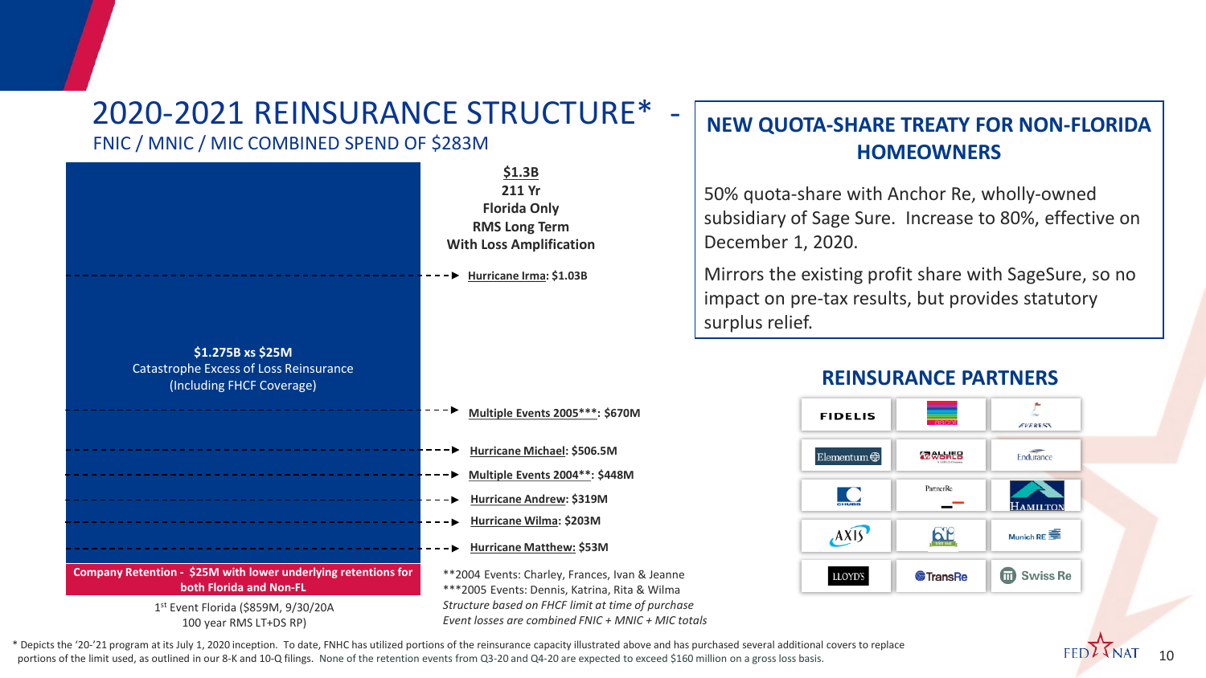# 2020-2021 REINSURANCE STRUCTURE* -

FNIC / MNIC / MIC COMBINED SPEND OF $283M

**$1.3B**
**211 Yr**
**Florida Only**
**RMS Long Term**
**With Loss Amplification**

**$1.275B xs $25M**
Catastrophe Excess of Loss Reinsurance
(Including FHCF Coverage)

- **Hurricane Irma: $1.03B**
- **Multiple Events 2005***: $670M**
- **Hurricane Michael: $506.5M**
- **Multiple Events 2004**: $448M**
- **Hurricane Andrew: $319M**
- **Hurricane Wilma: $203M**
- **Hurricane Matthew: $53M**

**Company Retention - $25M with lower underlying retentions for both Florida and Non-FL**

1st Event Florida ($859M, 9/30/20A
100 year RMS LT+DS RP)

**2004 Events: Charley, Frances, Ivan & Jeanne
***2005 Events: Dennis, Katrina, Rita & Wilma
*Structure based on FHCF limit at time of purchase*
*Event losses are combined FNIC + MNIC + MIC totals*

## NEW QUOTA-SHARE TREATY FOR NON-FLORIDA HOMEOWNERS

50% quota-share with Anchor Re, wholly-owned subsidiary of Sage Sure. Increase to 80%, effective on December 1, 2020.

Mirrors the existing profit share with SageSure, so no impact on pre-tax results, but provides statutory surplus relief.

## REINSURANCE PARTNERS

| | | |
|---|---|---|
| FIDELIS | | EVEREST |
| Elementum | ALLIED WORLD | Endurance |
| CHUBB | PartnerRe | HAMILTON |
| AXIS | | Munich RE |
| LLOYD'S | TransRe | Swiss Re |

* Depicts the '20-'21 program at its July 1, 2020 inception. To date, FNHC has utilized portions of the reinsurance capacity illustrated above and has purchased several additional covers to replace portions of the limit used, as outlined in our 8-K and 10-Q filings. None of the retention events from Q3-20 and Q4-20 are expected to exceed $160 million on a gross loss basis.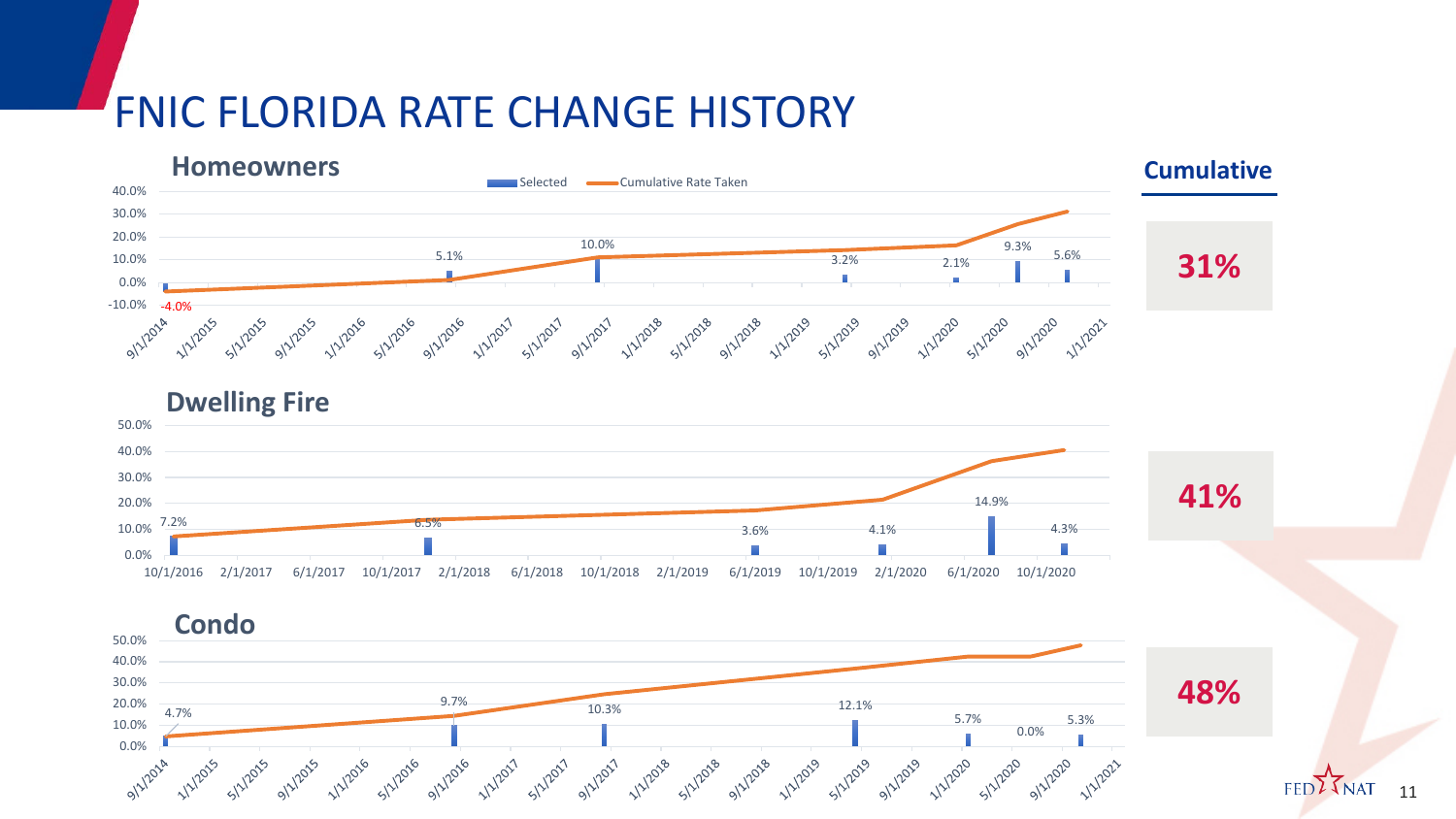# FNIC FLORIDA RATE CHANGE HISTORY

## Homeowners

Legend: Selected; Cumulative Rate Taken

| Date | Selected |
| --- | --- |
| 9/1/2014 | -4.0% |
| 9/1/2016 | 5.1% |
| 9/1/2017 | 10.0% |
| 5/1/2019 | 3.2% |
| 1/1/2020 | 2.1% |
| 5/1/2020 | 9.3% |
| 9/1/2020 | 5.6% |

**Cumulative: 31%**

## Dwelling Fire

| Date | Selected |
| --- | --- |
| 10/1/2016 | 7.2% |
| 10/1/2017 | 6.5% |
| 6/1/2019 | 3.6% |
| 2/1/2020 | 4.1% |
| 6/1/2020 | 14.9% |
| 10/1/2020 | 4.3% |

**Cumulative: 41%**

## Condo

| Date | Selected |
| --- | --- |
| 9/1/2014 | 4.7% |
| 9/1/2016 | 9.7% |
| 9/1/2017 | 10.3% |
| 5/1/2019 | 12.1% |
| 1/1/2020 | 5.7% |
| 5/1/2020 | 0.0% |
| 9/1/2020 | 5.3% |

**Cumulative: 48%**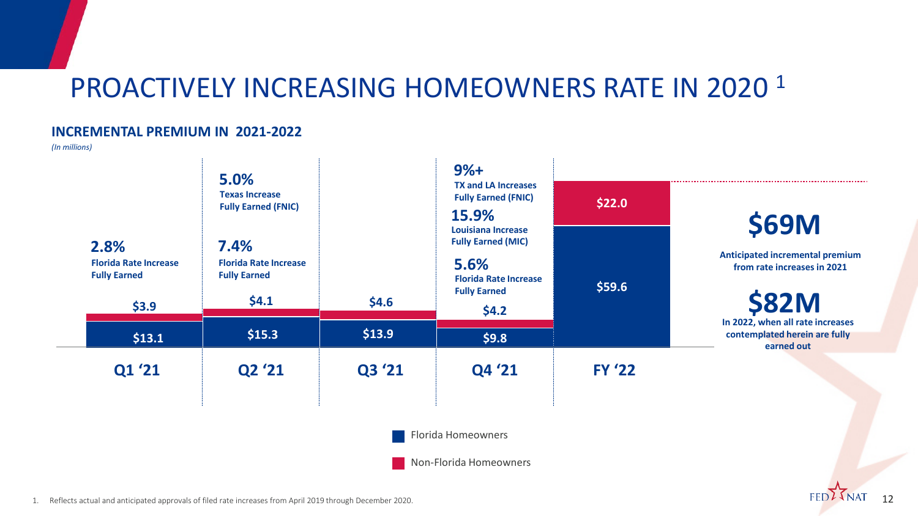# PROACTIVELY INCREASING HOMEOWNERS RATE IN 2020 [1]

**INCREMENTAL PREMIUM IN 2021-2022**

*(In millions)*

| | Q1 '21 | Q2 '21 | Q3 '21 | Q4 '21 | FY '22 |
|---|---|---|---|---|---|
| Non-Florida Homeowners | $3.9 | $4.1 | $4.6 | $4.2 | $22.0 |
| Florida Homeowners | $13.1 | $15.3 | $13.9 | $9.8 | $59.6 |

**Q1 '21**
- **2.8%** Florida Rate Increase Fully Earned

**Q2 '21**
- **5.0%** Texas Increase Fully Earned (FNIC)
- **7.4%** Florida Rate Increase Fully Earned

**Q4 '21**
- **9%+** TX and LA Increases Fully Earned (FNIC)
- **15.9%** Louisiana Increase Fully Earned (MIC)
- **5.6%** Florida Rate Increase Fully Earned

**$69M**
Anticipated incremental premium from rate increases in 2021

**$82M**
In 2022, when all rate increases contemplated herein are fully earned out

1. Reflects actual and anticipated approvals of filed rate increases from April 2019 through December 2020.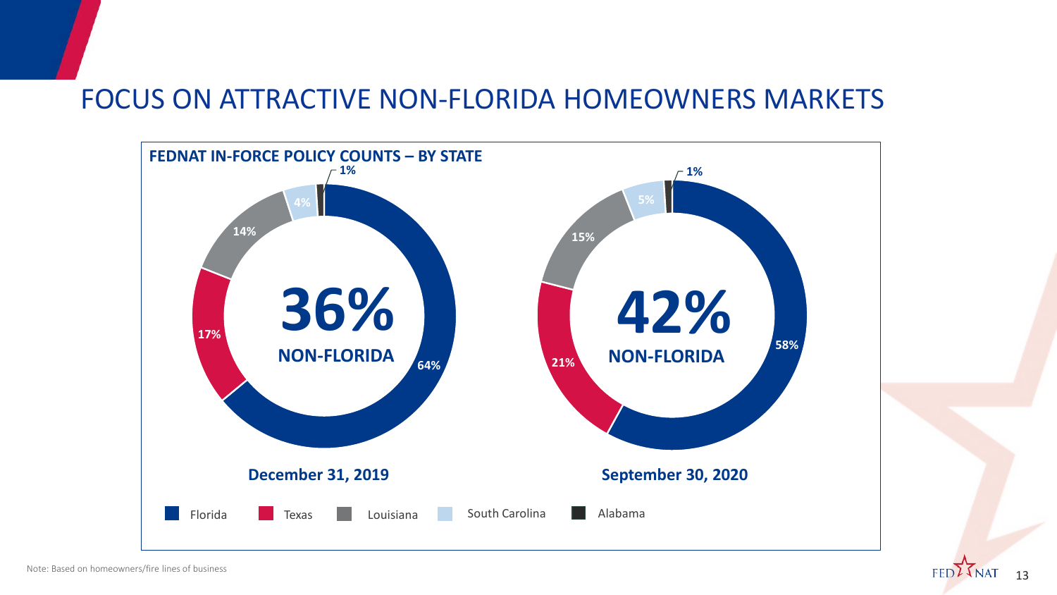# FOCUS ON ATTRACTIVE NON-FLORIDA HOMEOWNERS MARKETS

**FEDNAT IN-FORCE POLICY COUNTS – BY STATE**

| State | December 31, 2019 | September 30, 2020 |
|---|---|---|
| Florida | 64% | 58% |
| Texas | 17% | 21% |
| Louisiana | 14% | 15% |
| South Carolina | 4% | 5% |
| Alabama | 1% | 1% |
| **NON-FLORIDA** | **36%** | **42%** |

Note: Based on homeowners/fire lines of business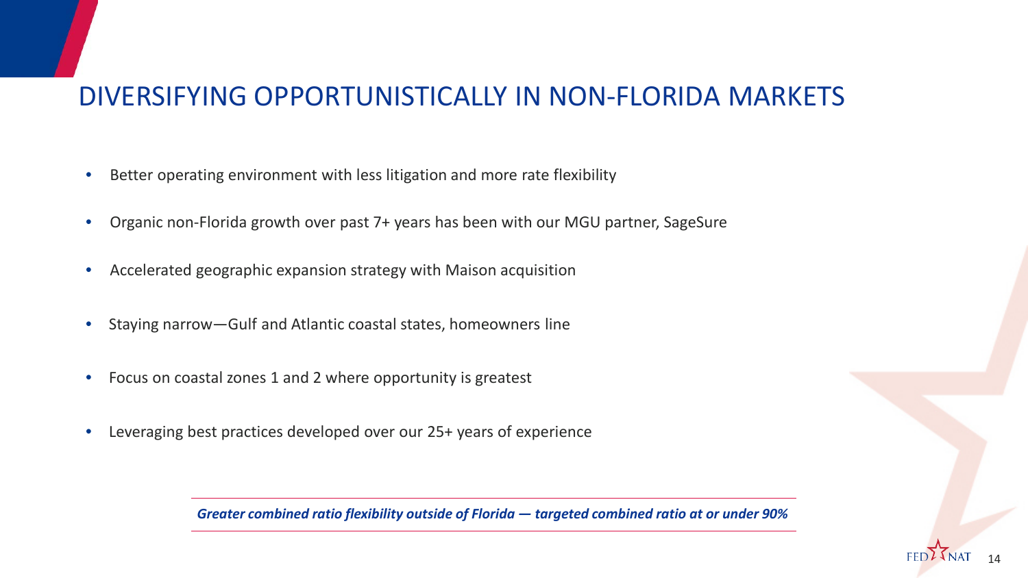# DIVERSIFYING OPPORTUNISTICALLY IN NON-FLORIDA MARKETS

- Better operating environment with less litigation and more rate flexibility
- Organic non-Florida growth over past 7+ years has been with our MGU partner, SageSure
- Accelerated geographic expansion strategy with Maison acquisition
- Staying narrow—Gulf and Atlantic coastal states, homeowners line
- Focus on coastal zones 1 and 2 where opportunity is greatest
- Leveraging best practices developed over our 25+ years of experience

***Greater combined ratio flexibility outside of Florida — targeted combined ratio at or under 90%***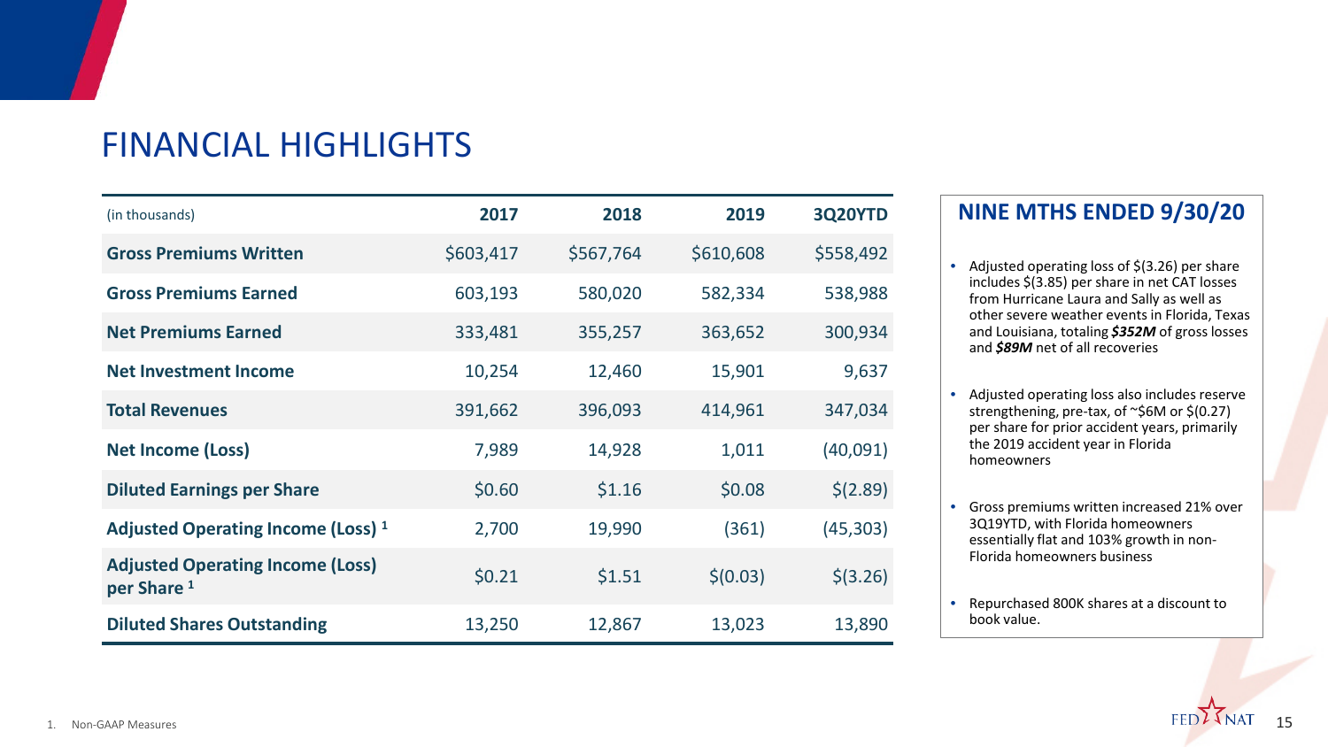# FINANCIAL HIGHLIGHTS

| (in thousands) | 2017 | 2018 | 2019 | 3Q20YTD |
|---|---|---|---|---|
| **Gross Premiums Written** | $603,417 | $567,764 | $610,608 | $558,492 |
| **Gross Premiums Earned** | 603,193 | 580,020 | 582,334 | 538,988 |
| **Net Premiums Earned** | 333,481 | 355,257 | 363,652 | 300,934 |
| **Net Investment Income** | 10,254 | 12,460 | 15,901 | 9,637 |
| **Total Revenues** | 391,662 | 396,093 | 414,961 | 347,034 |
| **Net Income (Loss)** | 7,989 | 14,928 | 1,011 | (40,091) |
| **Diluted Earnings per Share** | $0.60 | $1.16 | $0.08 | $(2.89) |
| **Adjusted Operating Income (Loss)** [1] | 2,700 | 19,990 | (361) | (45,303) |
| **Adjusted Operating Income (Loss) per Share** [1] | $0.21 | $1.51 | $(0.03) | $(3.26) |
| **Diluted Shares Outstanding** | 13,250 | 12,867 | 13,023 | 13,890 |

## NINE MTHS ENDED 9/30/20

- Adjusted operating loss of $(3.26) per share includes $(3.85) per share in net CAT losses from Hurricane Laura and Sally as well as other severe weather events in Florida, Texas and Louisiana, totaling ***$352M*** of gross losses and ***$89M*** net of all recoveries
- Adjusted operating loss also includes reserve strengthening, pre-tax, of ~$6M or $(0.27) per share for prior accident years, primarily the 2019 accident year in Florida homeowners
- Gross premiums written increased 21% over 3Q19YTD, with Florida homeowners essentially flat and 103% growth in non-Florida homeowners business
- Repurchased 800K shares at a discount to book value.

1. Non-GAAP Measures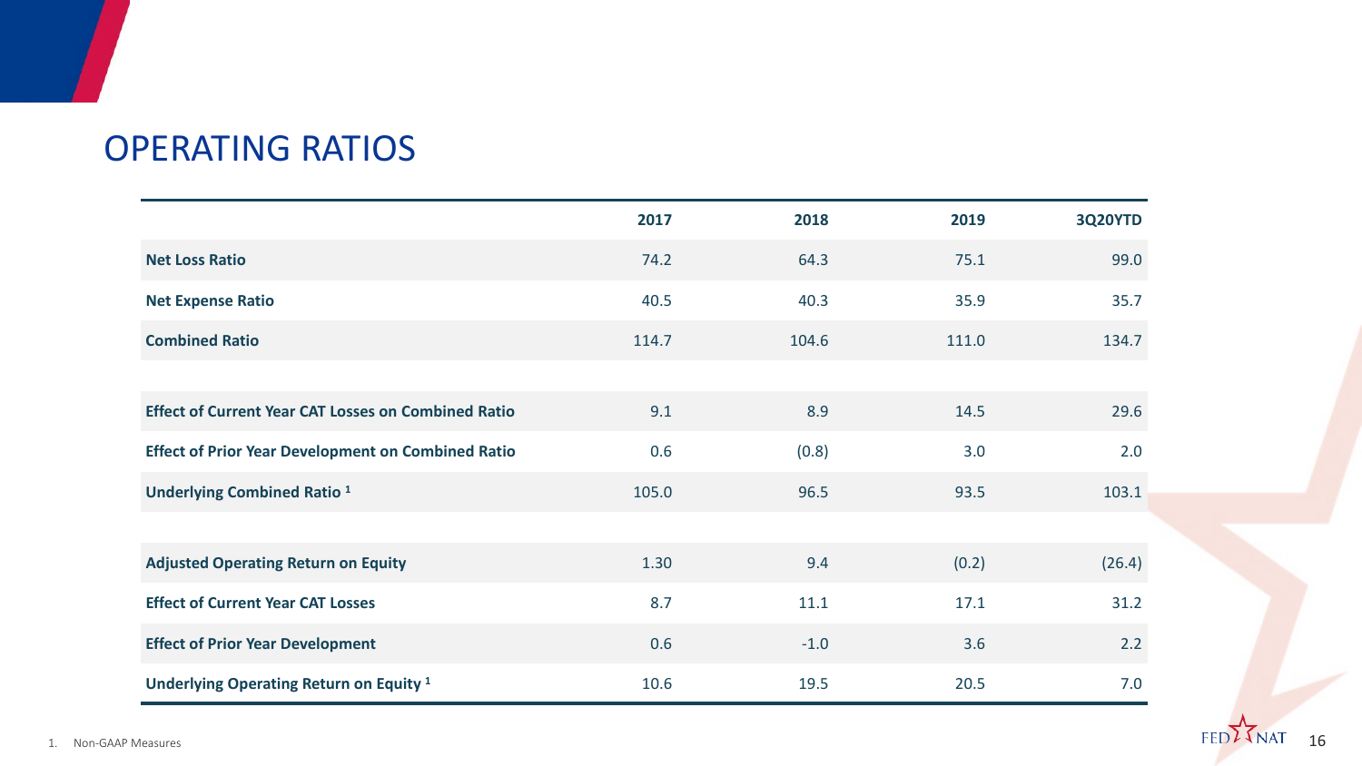# OPERATING RATIOS

| | 2017 | 2018 | 2019 | 3Q20YTD |
|---|---|---|---|---|
| **Net Loss Ratio** | 74.2 | 64.3 | 75.1 | 99.0 |
| **Net Expense Ratio** | 40.5 | 40.3 | 35.9 | 35.7 |
| **Combined Ratio** | 114.7 | 104.6 | 111.0 | 134.7 |
| | | | | |
| **Effect of Current Year CAT Losses on Combined Ratio** | 9.1 | 8.9 | 14.5 | 29.6 |
| **Effect of Prior Year Development on Combined Ratio** | 0.6 | (0.8) | 3.0 | 2.0 |
| **Underlying Combined Ratio [1]** | 105.0 | 96.5 | 93.5 | 103.1 |
| | | | | |
| **Adjusted Operating Return on Equity** | 1.30 | 9.4 | (0.2) | (26.4) |
| **Effect of Current Year CAT Losses** | 8.7 | 11.1 | 17.1 | 31.2 |
| **Effect of Prior Year Development** | 0.6 | -1.0 | 3.6 | 2.2 |
| **Underlying Operating Return on Equity [1]** | 10.6 | 19.5 | 20.5 | 7.0 |

1. Non-GAAP Measures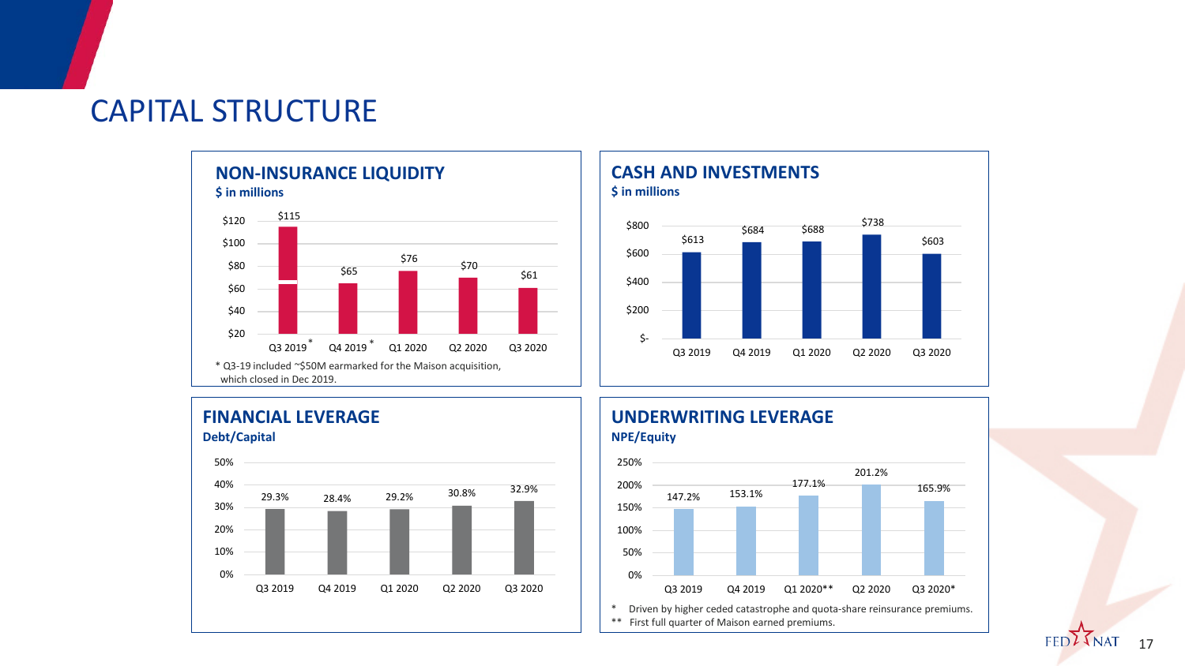# CAPITAL STRUCTURE

## NON-INSURANCE LIQUIDITY

**$ in millions**

| Quarter | Value |
|---|---|
| Q3 2019* | $115 |
| Q4 2019* | $65 |
| Q1 2020 | $76 |
| Q2 2020 | $70 |
| Q3 2020 | $61 |

* Q3-19 included ~$50M earmarked for the Maison acquisition, which closed in Dec 2019.

## CASH AND INVESTMENTS

**$ in millions**

| Quarter | Value |
|---|---|
| Q3 2019 | $613 |
| Q4 2019 | $684 |
| Q1 2020 | $688 |
| Q2 2020 | $738 |
| Q3 2020 | $603 |

## FINANCIAL LEVERAGE

**Debt/Capital**

| Quarter | Value |
|---|---|
| Q3 2019 | 29.3% |
| Q4 2019 | 28.4% |
| Q1 2020 | 29.2% |
| Q2 2020 | 30.8% |
| Q3 2020 | 32.9% |

## UNDERWRITING LEVERAGE

**NPE/Equity**

| Quarter | Value |
|---|---|
| Q3 2019 | 147.2% |
| Q4 2019 | 153.1% |
| Q1 2020** | 177.1% |
| Q2 2020 | 201.2% |
| Q3 2020* | 165.9% |

* Driven by higher ceded catastrophe and quota-share reinsurance premiums.
** First full quarter of Maison earned premiums.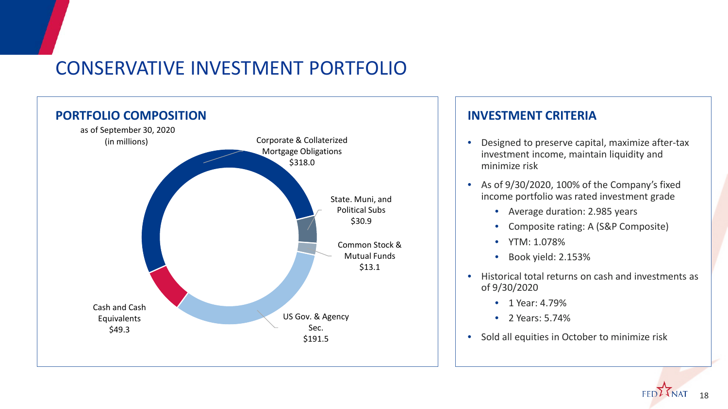# CONSERVATIVE INVESTMENT PORTFOLIO

## PORTFOLIO COMPOSITION

as of September 30, 2020
(in millions)

| Category | Amount |
|---|---|
| Corporate & Collaterized Mortgage Obligations | $318.0 |
| State. Muni, and Political Subs | $30.9 |
| Common Stock & Mutual Funds | $13.1 |
| US Gov. & Agency Sec. | $191.5 |
| Cash and Cash Equivalents | $49.3 |

## INVESTMENT CRITERIA

- Designed to preserve capital, maximize after-tax investment income, maintain liquidity and minimize risk
- As of 9/30/2020, 100% of the Company's fixed income portfolio was rated investment grade
  - Average duration: 2.985 years
  - Composite rating: A (S&P Composite)
  - YTM: 1.078%
  - Book yield: 2.153%
- Historical total returns on cash and investments as of 9/30/2020
  - 1 Year: 4.79%
  - 2 Years: 5.74%
- Sold all equities in October to minimize risk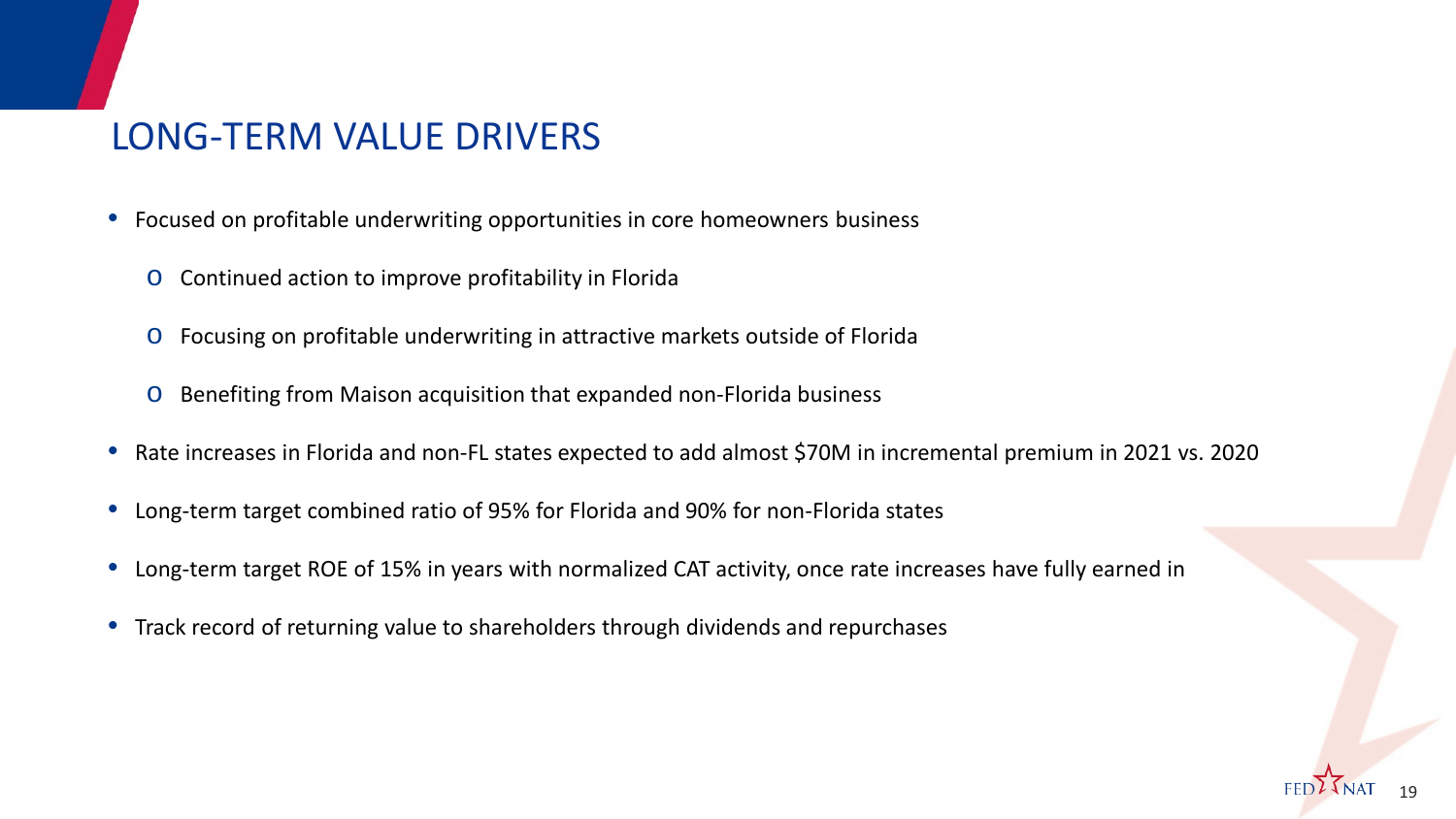# LONG-TERM VALUE DRIVERS

- Focused on profitable underwriting opportunities in core homeowners business
  - Continued action to improve profitability in Florida
  - Focusing on profitable underwriting in attractive markets outside of Florida
  - Benefiting from Maison acquisition that expanded non-Florida business
- Rate increases in Florida and non-FL states expected to add almost $70M in incremental premium in 2021 vs. 2020
- Long-term target combined ratio of 95% for Florida and 90% for non-Florida states
- Long-term target ROE of 15% in years with normalized CAT activity, once rate increases have fully earned in
- Track record of returning value to shareholders through dividends and repurchases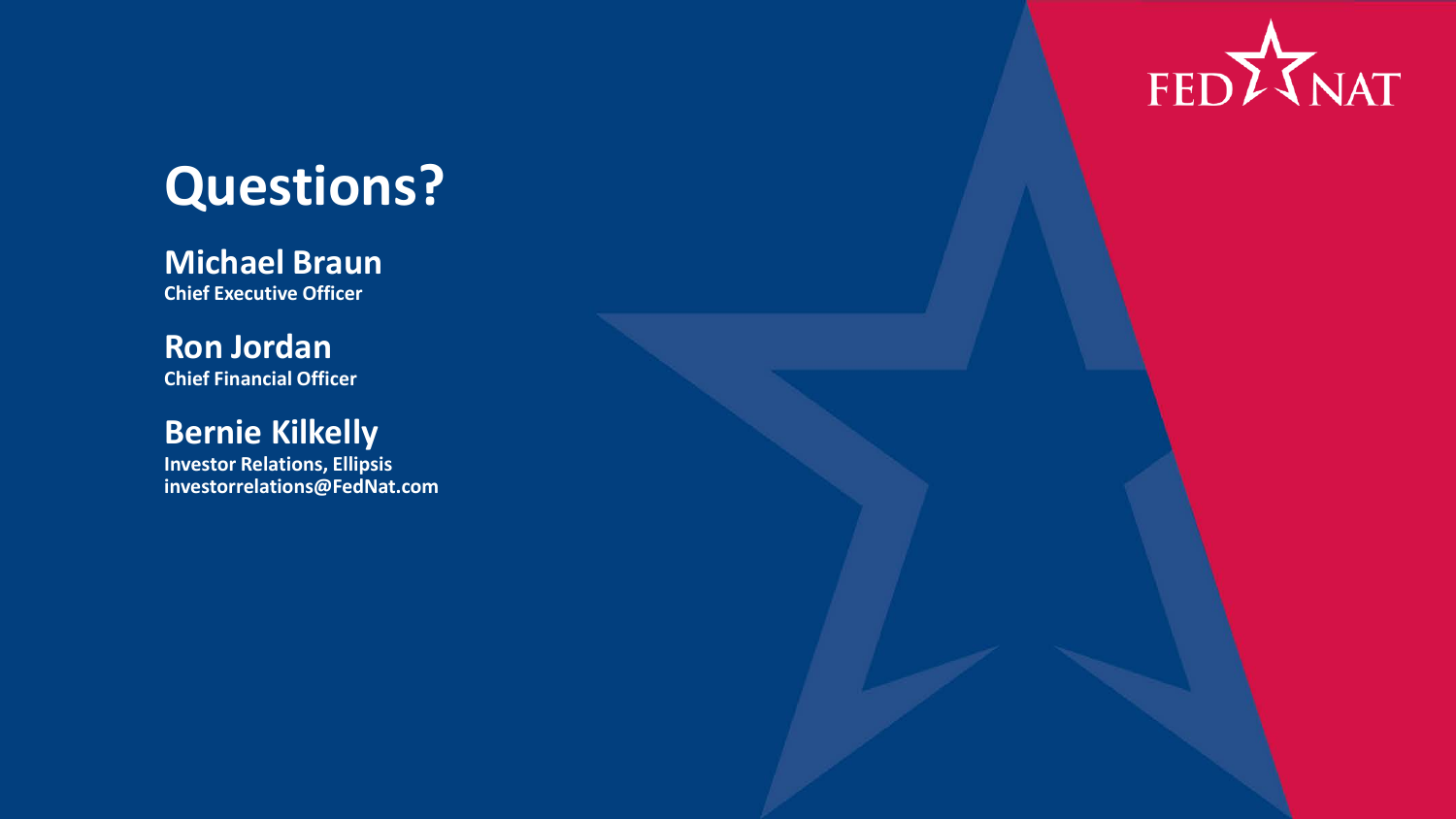FED NAT

# Questions?

**Michael Braun**
**Chief Executive Officer**

**Ron Jordan**
**Chief Financial Officer**

**Bernie Kilkelly**
**Investor Relations, Ellipsis**
**investorrelations@FedNat.com**